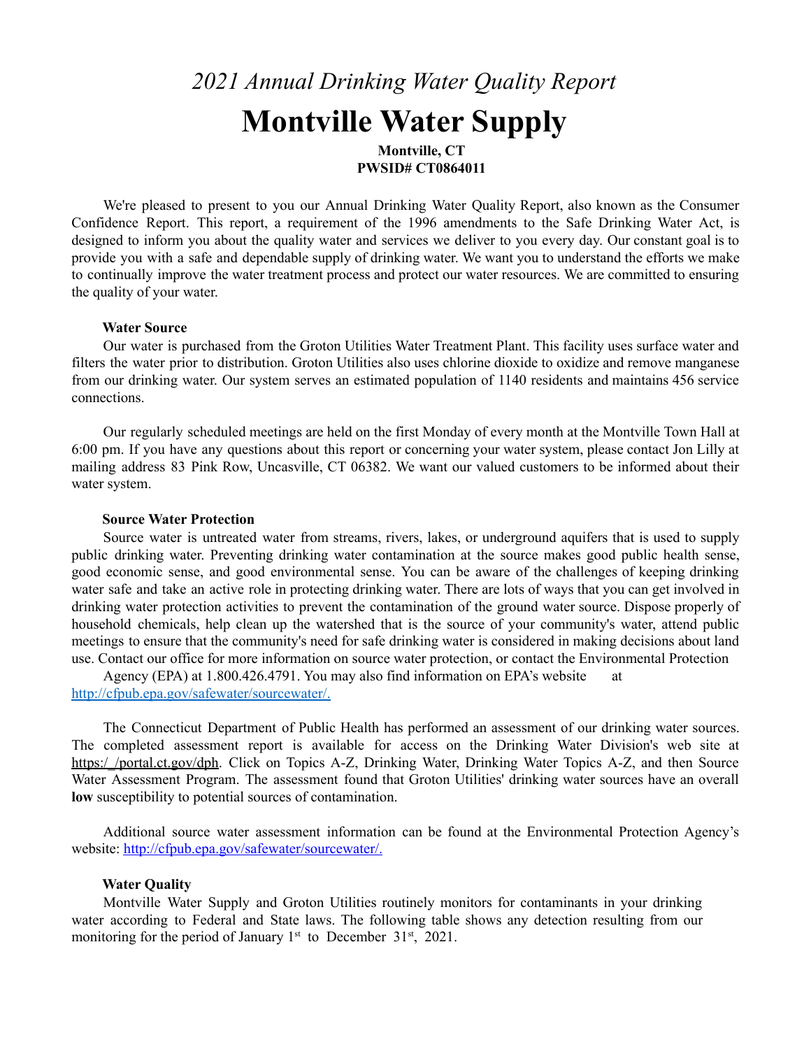# *2021 Annual Drinking Water Quality Report*

# Montville Water Supply

**Montville, CT**
**PWSID# CT0864011**

We're pleased to present to you our Annual Drinking Water Quality Report, also known as the Consumer Confidence Report. This report, a requirement of the 1996 amendments to the Safe Drinking Water Act, is designed to inform you about the quality water and services we deliver to you every day. Our constant goal is to provide you with a safe and dependable supply of drinking water. We want you to understand the efforts we make to continually improve the water treatment process and protect our water resources. We are committed to ensuring the quality of your water.

**Water Source**

Our water is purchased from the Groton Utilities Water Treatment Plant. This facility uses surface water and filters the water prior to distribution. Groton Utilities also uses chlorine dioxide to oxidize and remove manganese from our drinking water. Our system serves an estimated population of 1140 residents and maintains 456 service connections.

Our regularly scheduled meetings are held on the first Monday of every month at the Montville Town Hall at 6:00 pm. If you have any questions about this report or concerning your water system, please contact Jon Lilly at mailing address 83 Pink Row, Uncasville, CT 06382. We want our valued customers to be informed about their water system.

**Source Water Protection**

Source water is untreated water from streams, rivers, lakes, or underground aquifers that is used to supply public drinking water. Preventing drinking water contamination at the source makes good public health sense, good economic sense, and good environmental sense. You can be aware of the challenges of keeping drinking water safe and take an active role in protecting drinking water. There are lots of ways that you can get involved in drinking water protection activities to prevent the contamination of the ground water source. Dispose properly of household chemicals, help clean up the watershed that is the source of your community's water, attend public meetings to ensure that the community's need for safe drinking water is considered in making decisions about land use. Contact our office for more information on source water protection, or contact the Environmental Protection Agency (EPA) at 1.800.426.4791. You may also find information on EPA's website at http://cfpub.epa.gov/safewater/sourcewater/.

The Connecticut Department of Public Health has performed an assessment of our drinking water sources. The completed assessment report is available for access on the Drinking Water Division's web site at https://portal.ct.gov/dph. Click on Topics A-Z, Drinking Water, Drinking Water Topics A-Z, and then Source Water Assessment Program. The assessment found that Groton Utilities' drinking water sources have an overall **low** susceptibility to potential sources of contamination.

Additional source water assessment information can be found at the Environmental Protection Agency's website: http://cfpub.epa.gov/safewater/sourcewater/.

**Water Quality**

Montville Water Supply and Groton Utilities routinely monitors for contaminants in your drinking water according to Federal and State laws. The following table shows any detection resulting from our monitoring for the period of January 1st to December 31st, 2021.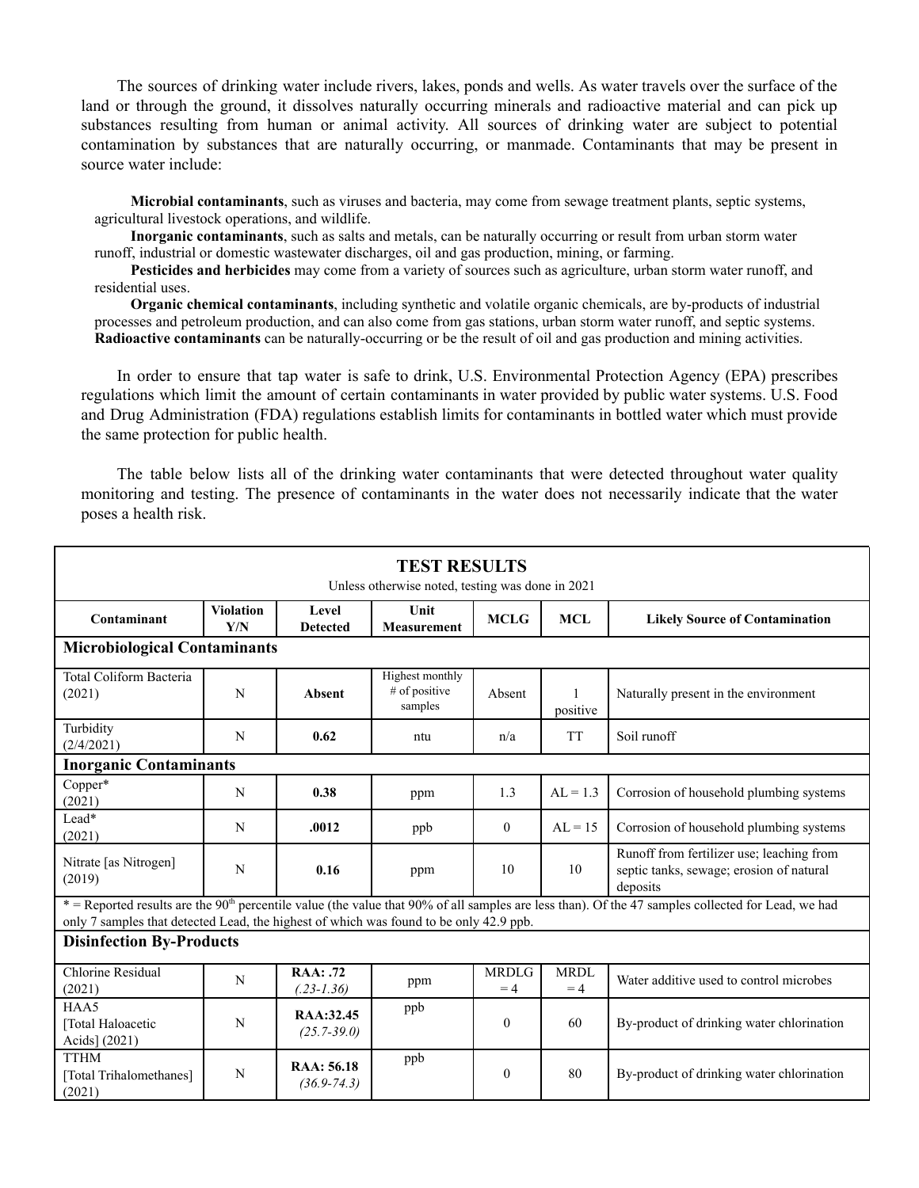The sources of drinking water include rivers, lakes, ponds and wells. As water travels over the surface of the land or through the ground, it dissolves naturally occurring minerals and radioactive material and can pick up substances resulting from human or animal activity. All sources of drinking water are subject to potential contamination by substances that are naturally occurring, or manmade. Contaminants that may be present in source water include:

**Microbial contaminants**, such as viruses and bacteria, may come from sewage treatment plants, septic systems, agricultural livestock operations, and wildlife.

**Inorganic contaminants**, such as salts and metals, can be naturally occurring or result from urban storm water runoff, industrial or domestic wastewater discharges, oil and gas production, mining, or farming.

**Pesticides and herbicides** may come from a variety of sources such as agriculture, urban storm water runoff, and residential uses.

**Organic chemical contaminants**, including synthetic and volatile organic chemicals, are by-products of industrial processes and petroleum production, and can also come from gas stations, urban storm water runoff, and septic systems.

**Radioactive contaminants** can be naturally-occurring or be the result of oil and gas production and mining activities.

In order to ensure that tap water is safe to drink, U.S. Environmental Protection Agency (EPA) prescribes regulations which limit the amount of certain contaminants in water provided by public water systems. U.S. Food and Drug Administration (FDA) regulations establish limits for contaminants in bottled water which must provide the same protection for public health.

The table below lists all of the drinking water contaminants that were detected throughout water quality monitoring and testing. The presence of contaminants in the water does not necessarily indicate that the water poses a health risk.

**TEST RESULTS**

Unless otherwise noted, testing was done in 2021

| Contaminant | Violation Y/N | Level Detected | Unit Measurement | MCLG | MCL | Likely Source of Contamination |
|---|---|---|---|---|---|---|
| **Microbiological Contaminants** | | | | | | |
| Total Coliform Bacteria (2021) | N | **Absent** | Highest monthly # of positive samples | Absent | 1 positive | Naturally present in the environment |
| Turbidity (2/4/2021) | N | **0.62** | ntu | n/a | TT | Soil runoff |
| **Inorganic Contaminants** | | | | | | |
| Copper* (2021) | N | **0.38** | ppm | 1.3 | AL = 1.3 | Corrosion of household plumbing systems |
| Lead* (2021) | N | **.0012** | ppb | 0 | AL = 15 | Corrosion of household plumbing systems |
| Nitrate [as Nitrogen] (2019) | N | **0.16** | ppm | 10 | 10 | Runoff from fertilizer use; leaching from septic tanks, sewage; erosion of natural deposits |
| * = Reported results are the 90th percentile value (the value that 90% of all samples are less than). Of the 47 samples collected for Lead, we had only 7 samples that detected Lead, the highest of which was found to be only 42.9 ppb. | | | | | | |
| **Disinfection By-Products** | | | | | | |
| Chlorine Residual (2021) | N | **RAA: .72** *(.23-1.36)* | ppm | MRDLG = 4 | MRDL = 4 | Water additive used to control microbes |
| HAA5 [Total Haloacetic Acids] (2021) | N | **RAA:32.45** *(25.7-39.0)* | ppb | 0 | 60 | By-product of drinking water chlorination |
| TTHM [Total Trihalomethanes] (2021) | N | **RAA: 56.18** *(36.9-74.3)* | ppb | 0 | 80 | By-product of drinking water chlorination |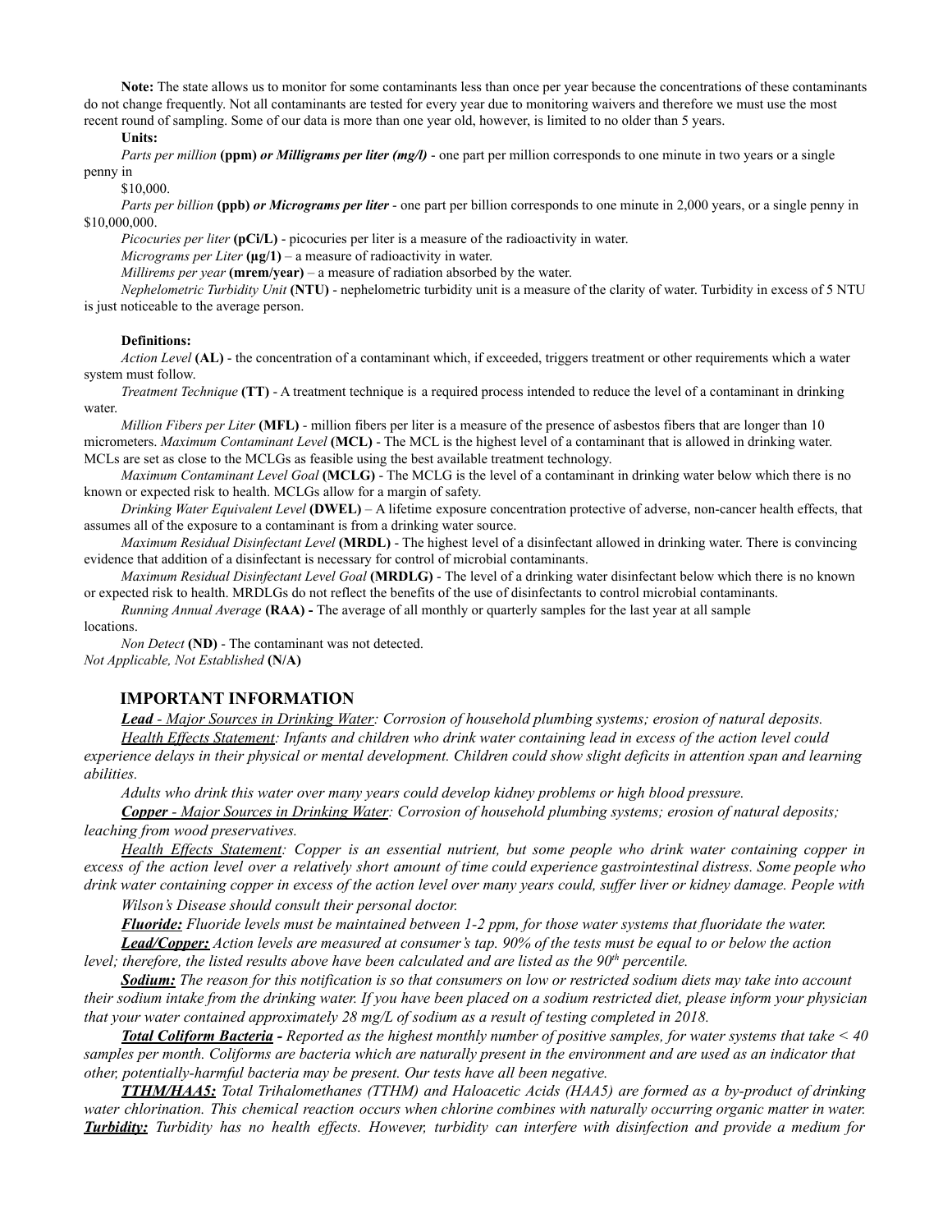**Note:** The state allows us to monitor for some contaminants less than once per year because the concentrations of these contaminants do not change frequently. Not all contaminants are tested for every year due to monitoring waivers and therefore we must use the most recent round of sampling. Some of our data is more than one year old, however, is limited to no older than 5 years.

**Units:**

*Parts per million* **(ppm)** ***or Milligrams per liter (mg/l)*** - one part per million corresponds to one minute in two years or a single penny in $10,000.

*Parts per billion* **(ppb)** ***or Micrograms per liter*** - one part per billion corresponds to one minute in 2,000 years, or a single penny in $10,000,000.

*Picocuries per liter* **(pCi/L)** - picocuries per liter is a measure of the radioactivity in water.

*Micrograms per Liter* **(µg/1)** – a measure of radioactivity in water.

*Millirems per year* **(mrem/year)** – a measure of radiation absorbed by the water.

*Nephelometric Turbidity Unit* **(NTU)** - nephelometric turbidity unit is a measure of the clarity of water. Turbidity in excess of 5 NTU is just noticeable to the average person.

**Definitions:**

*Action Level* **(AL)** - the concentration of a contaminant which, if exceeded, triggers treatment or other requirements which a water system must follow.

*Treatment Technique* **(TT)** - A treatment technique is a required process intended to reduce the level of a contaminant in drinking water.

*Million Fibers per Liter* **(MFL)** - million fibers per liter is a measure of the presence of asbestos fibers that are longer than 10 micrometers. *Maximum Contaminant Level* **(MCL)** - The MCL is the highest level of a contaminant that is allowed in drinking water. MCLs are set as close to the MCLGs as feasible using the best available treatment technology.

*Maximum Contaminant Level Goal* **(MCLG)** - The MCLG is the level of a contaminant in drinking water below which there is no known or expected risk to health. MCLGs allow for a margin of safety.

*Drinking Water Equivalent Level* **(DWEL)** – A lifetime exposure concentration protective of adverse, non-cancer health effects, that assumes all of the exposure to a contaminant is from a drinking water source.

*Maximum Residual Disinfectant Level* **(MRDL)** - The highest level of a disinfectant allowed in drinking water. There is convincing evidence that addition of a disinfectant is necessary for control of microbial contaminants.

*Maximum Residual Disinfectant Level Goal* **(MRDLG)** - The level of a drinking water disinfectant below which there is no known or expected risk to health. MRDLGs do not reflect the benefits of the use of disinfectants to control microbial contaminants.

*Running Annual Average* **(RAA) -** The average of all monthly or quarterly samples for the last year at all sample locations.

*Non Detect* **(ND)** - The contaminant was not detected.

*Not Applicable, Not Established* **(N/A)**

## IMPORTANT INFORMATION

***Lead*** *- Major Sources in Drinking Water: Corrosion of household plumbing systems; erosion of natural deposits.*

*Health Effects Statement: Infants and children who drink water containing lead in excess of the action level could experience delays in their physical or mental development. Children could show slight deficits in attention span and learning abilities.*

*Adults who drink this water over many years could develop kidney problems or high blood pressure.*

***Copper*** *- Major Sources in Drinking Water: Corrosion of household plumbing systems; erosion of natural deposits; leaching from wood preservatives.*

*Health Effects Statement: Copper is an essential nutrient, but some people who drink water containing copper in excess of the action level over a relatively short amount of time could experience gastrointestinal distress. Some people who drink water containing copper in excess of the action level over many years could, suffer liver or kidney damage. People with Wilson's Disease should consult their personal doctor.*

***Fluoride:*** *Fluoride levels must be maintained between 1-2 ppm, for those water systems that fluoridate the water.*

***Lead/Copper:*** *Action levels are measured at consumer's tap. 90% of the tests must be equal to or below the action level; therefore, the listed results above have been calculated and are listed as the 90th percentile.*

***Sodium:*** *The reason for this notification is so that consumers on low or restricted sodium diets may take into account their sodium intake from the drinking water. If you have been placed on a sodium restricted diet, please inform your physician that your water contained approximately 28 mg/L of sodium as a result of testing completed in 2018.*

***Total Coliform Bacteria -*** *Reported as the highest monthly number of positive samples, for water systems that take < 40 samples per month. Coliforms are bacteria which are naturally present in the environment and are used as an indicator that other, potentially-harmful bacteria may be present. Our tests have all been negative.*

***TTHM/HAA5:*** *Total Trihalomethanes (TTHM) and Haloacetic Acids (HAA5) are formed as a by-product of drinking water chlorination. This chemical reaction occurs when chlorine combines with naturally occurring organic matter in water.*
***Turbidity:*** *Turbidity has no health effects. However, turbidity can interfere with disinfection and provide a medium for*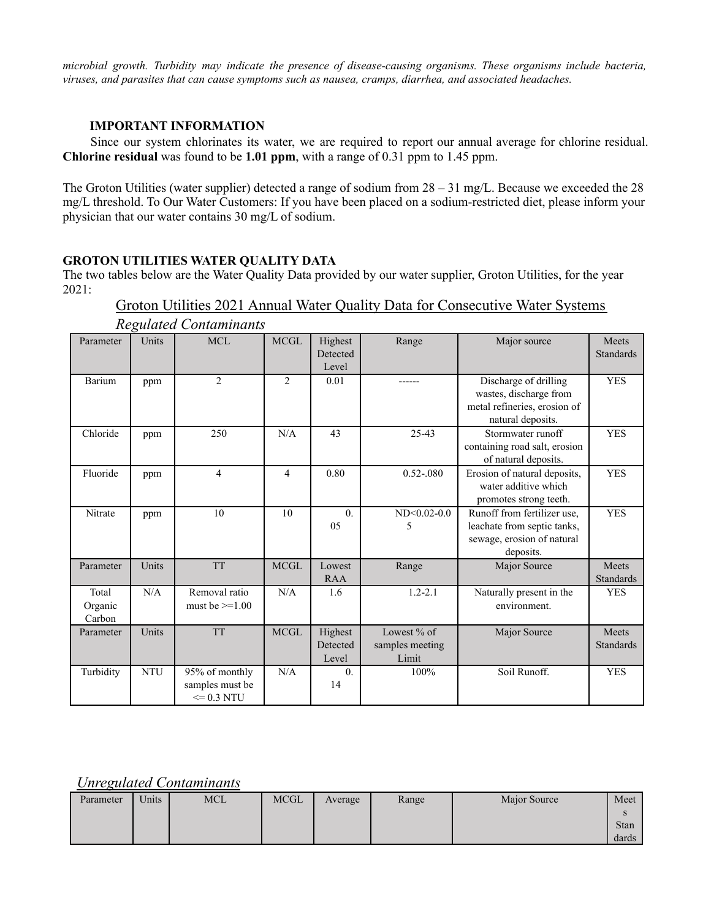*microbial growth. Turbidity may indicate the presence of disease-causing organisms. These organisms include bacteria, viruses, and parasites that can cause symptoms such as nausea, cramps, diarrhea, and associated headaches.*

**IMPORTANT INFORMATION**

Since our system chlorinates its water, we are required to report our annual average for chlorine residual. **Chlorine residual** was found to be **1.01 ppm**, with a range of 0.31 ppm to 1.45 ppm.

The Groton Utilities (water supplier) detected a range of sodium from 28 – 31 mg/L. Because we exceeded the 28 mg/L threshold. To Our Water Customers: If you have been placed on a sodium-restricted diet, please inform your physician that our water contains 30 mg/L of sodium.

**GROTON UTILITIES WATER QUALITY DATA**

The two tables below are the Water Quality Data provided by our water supplier, Groton Utilities, for the year 2021:

## Groton Utilities 2021 Annual Water Quality Data for Consecutive Water Systems

*Regulated Contaminants*

| Parameter | Units | MCL | MCGL | Highest Detected Level | Range | Major source | Meets Standards |
|---|---|---|---|---|---|---|---|
| Barium | ppm | 2 | 2 | 0.01 | ------ | Discharge of drilling wastes, discharge from metal refineries, erosion of natural deposits. | YES |
| Chloride | ppm | 250 | N/A | 43 | 25-43 | Stormwater runoff containing road salt, erosion of natural deposits. | YES |
| Fluoride | ppm | 4 | 4 | 0.80 | 0.52-.080 | Erosion of natural deposits, water additive which promotes strong teeth. | YES |
| Nitrate | ppm | 10 | 10 | 0.05 | ND<0.02-0.05 | Runoff from fertilizer use, leachate from septic tanks, sewage, erosion of natural deposits. | YES |
| **Parameter** | **Units** | **TT** | **MCGL** | **Lowest RAA** | **Range** | **Major Source** | **Meets Standards** |
| Total Organic Carbon | N/A | Removal ratio must be >=1.00 | N/A | 1.6 | 1.2-2.1 | Naturally present in the environment. | YES |
| **Parameter** | **Units** | **TT** | **MCGL** | **Highest Detected Level** | **Lowest % of samples meeting Limit** | **Major Source** | **Meets Standards** |
| Turbidity | NTU | 95% of monthly samples must be <= 0.3 NTU | N/A | 0.14 | 100% | Soil Runoff. | YES |

*Unregulated Contaminants*

| Parameter | Units | MCL | MCGL | Average | Range | Major Source | Meets Standards |
|---|---|---|---|---|---|---|---|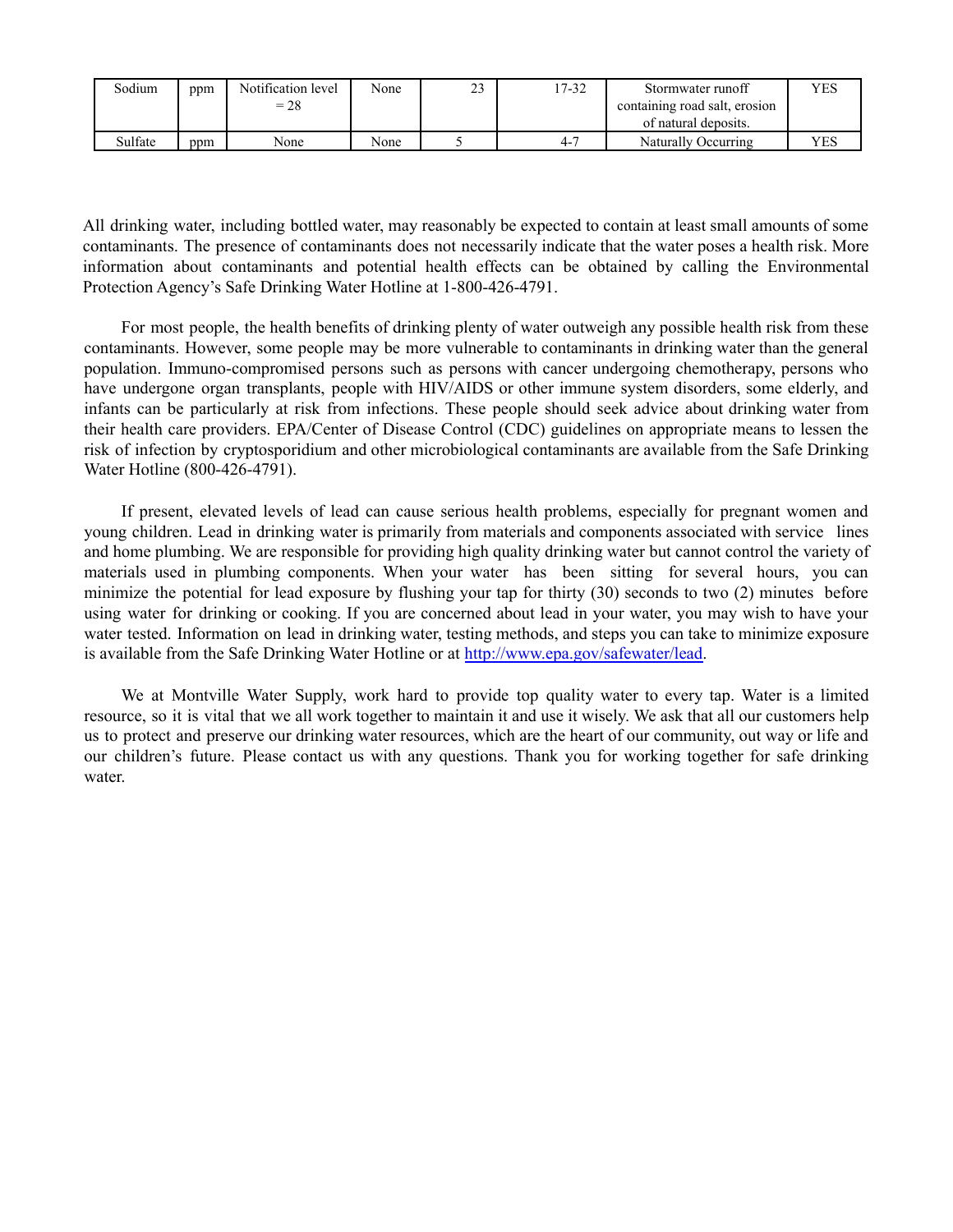| | | | | | | | |
|---|---|---|---|---|---|---|---|
| Sodium | ppm | Notification level = 28 | None | 23 | 17-32 | Stormwater runoff containing road salt, erosion of natural deposits. | YES |
| Sulfate | ppm | None | None | 5 | 4-7 | Naturally Occurring | YES |

All drinking water, including bottled water, may reasonably be expected to contain at least small amounts of some contaminants. The presence of contaminants does not necessarily indicate that the water poses a health risk. More information about contaminants and potential health effects can be obtained by calling the Environmental Protection Agency's Safe Drinking Water Hotline at 1-800-426-4791.

For most people, the health benefits of drinking plenty of water outweigh any possible health risk from these contaminants. However, some people may be more vulnerable to contaminants in drinking water than the general population. Immuno-compromised persons such as persons with cancer undergoing chemotherapy, persons who have undergone organ transplants, people with HIV/AIDS or other immune system disorders, some elderly, and infants can be particularly at risk from infections. These people should seek advice about drinking water from their health care providers. EPA/Center of Disease Control (CDC) guidelines on appropriate means to lessen the risk of infection by cryptosporidium and other microbiological contaminants are available from the Safe Drinking Water Hotline (800-426-4791).

If present, elevated levels of lead can cause serious health problems, especially for pregnant women and young children. Lead in drinking water is primarily from materials and components associated with service lines and home plumbing. We are responsible for providing high quality drinking water but cannot control the variety of materials used in plumbing components. When your water has been sitting for several hours, you can minimize the potential for lead exposure by flushing your tap for thirty (30) seconds to two (2) minutes before using water for drinking or cooking. If you are concerned about lead in your water, you may wish to have your water tested. Information on lead in drinking water, testing methods, and steps you can take to minimize exposure is available from the Safe Drinking Water Hotline or at [http://www.epa.gov/safewater/lead](http://www.epa.gov/safewater/lead).

We at Montville Water Supply, work hard to provide top quality water to every tap. Water is a limited resource, so it is vital that we all work together to maintain it and use it wisely. We ask that all our customers help us to protect and preserve our drinking water resources, which are the heart of our community, out way or life and our children's future. Please contact us with any questions. Thank you for working together for safe drinking water.